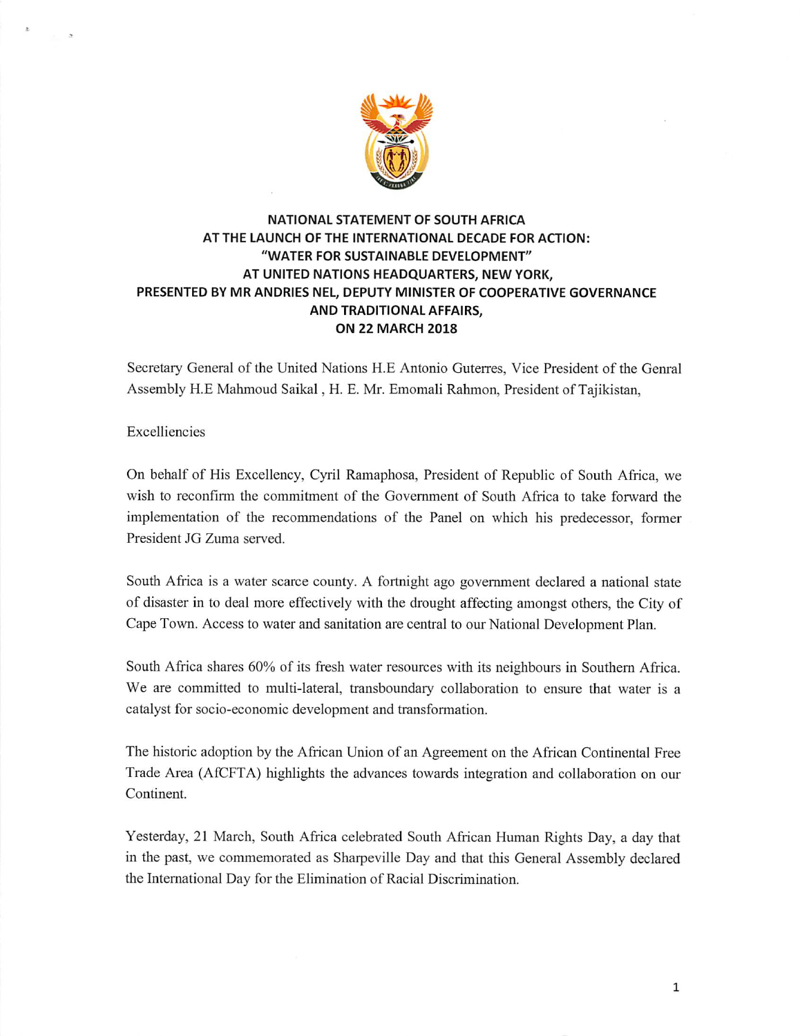**NATIONAL STATEMENT OF SOUTH AFRICA**
**AT THE LAUNCH OF THE INTERNATIONAL DECADE FOR ACTION:**
**"WATER FOR SUSTAINABLE DEVELOPMENT"**
**AT UNITED NATIONS HEADQUARTERS, NEW YORK,**
**PRESENTED BY MR ANDRIES NEL, DEPUTY MINISTER OF COOPERATIVE GOVERNANCE AND TRADITIONAL AFFAIRS,**
**ON 22 MARCH 2018**

Secretary General of the United Nations H.E Antonio Guterres, Vice President of the Genral Assembly H.E Mahmoud Saikal , H. E. Mr. Emomali Rahmon, President of Tajikistan,

Excelliencies

On behalf of His Excellency, Cyril Ramaphosa, President of Republic of South Africa, we wish to reconfirm the commitment of the Government of South Africa to take forward the implementation of the recommendations of the Panel on which his predecessor, former President JG Zuma served.

South Africa is a water scarce county. A fortnight ago government declared a national state of disaster in to deal more effectively with the drought affecting amongst others, the City of Cape Town. Access to water and sanitation are central to our National Development Plan.

South Africa shares 60% of its fresh water resources with its neighbours in Southern Africa. We are committed to multi-lateral, transboundary collaboration to ensure that water is a catalyst for socio-economic development and transformation.

The historic adoption by the African Union of an Agreement on the African Continental Free Trade Area (AfCFTA) highlights the advances towards integration and collaboration on our Continent.

Yesterday, 21 March, South Africa celebrated South African Human Rights Day, a day that in the past, we commemorated as Sharpeville Day and that this General Assembly declared the International Day for the Elimination of Racial Discrimination.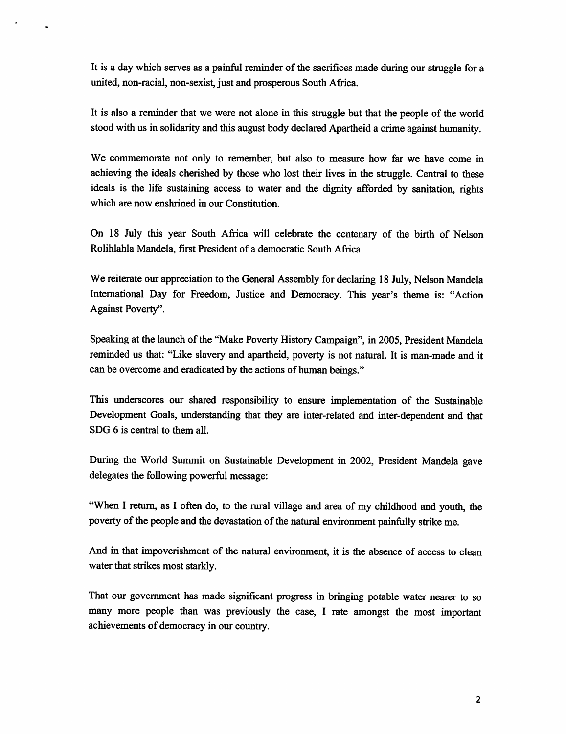It is a day which serves as a painful reminder of the sacrifices made during our struggle for a united, non-racial, non-sexist, just and prosperous South Africa.

It is also a reminder that we were not alone in this struggle but that the people of the world stood with us in solidarity and this august body declared Apartheid a crime against humanity.

We commemorate not only to remember, but also to measure how far we have come in achieving the ideals cherished by those who lost their lives in the struggle. Central to these ideals is the life sustaining access to water and the dignity afforded by sanitation, rights which are now enshrined in our Constitution.

On 18 July this year South Africa will celebrate the centenary of the birth of Nelson Rolihlahla Mandela, first President of a democratic South Africa.

We reiterate our appreciation to the General Assembly for declaring 18 July, Nelson Mandela International Day for Freedom, Justice and Democracy. This year's theme is: "Action Against Poverty".

Speaking at the launch of the "Make Poverty History Campaign", in 2005, President Mandela reminded us that: "Like slavery and apartheid, poverty is not natural. It is man-made and it can be overcome and eradicated by the actions of human beings."

This underscores our shared responsibility to ensure implementation of the Sustainable Development Goals, understanding that they are inter-related and inter-dependent and that SDG 6 is central to them all.

During the World Summit on Sustainable Development in 2002, President Mandela gave delegates the following powerful message:

"When I return, as I often do, to the rural village and area of my childhood and youth, the poverty of the people and the devastation of the natural environment painfully strike me.

And in that impoverishment of the natural environment, it is the absence of access to clean water that strikes most starkly.

That our government has made significant progress in bringing potable water nearer to so many more people than was previously the case, I rate amongst the most important achievements of democracy in our country.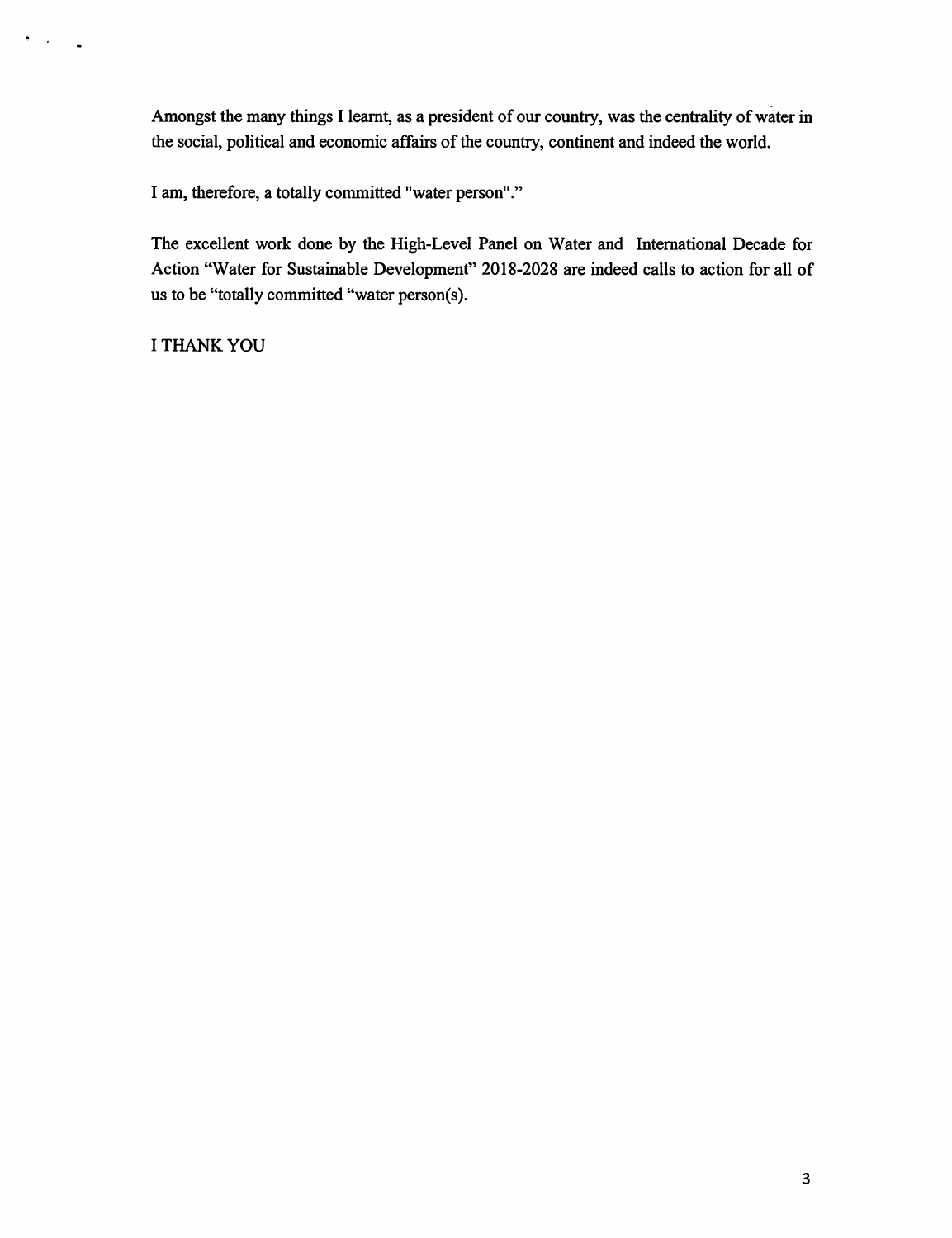Amongst the many things I learnt, as a president of our country, was the centrality of water in the social, political and economic affairs of the country, continent and indeed the world.

I am, therefore, a totally committed "water person"."

The excellent work done by the High-Level Panel on Water and International Decade for Action "Water for Sustainable Development" 2018-2028 are indeed calls to action for all of us to be "totally committed "water person(s).

I THANK YOU